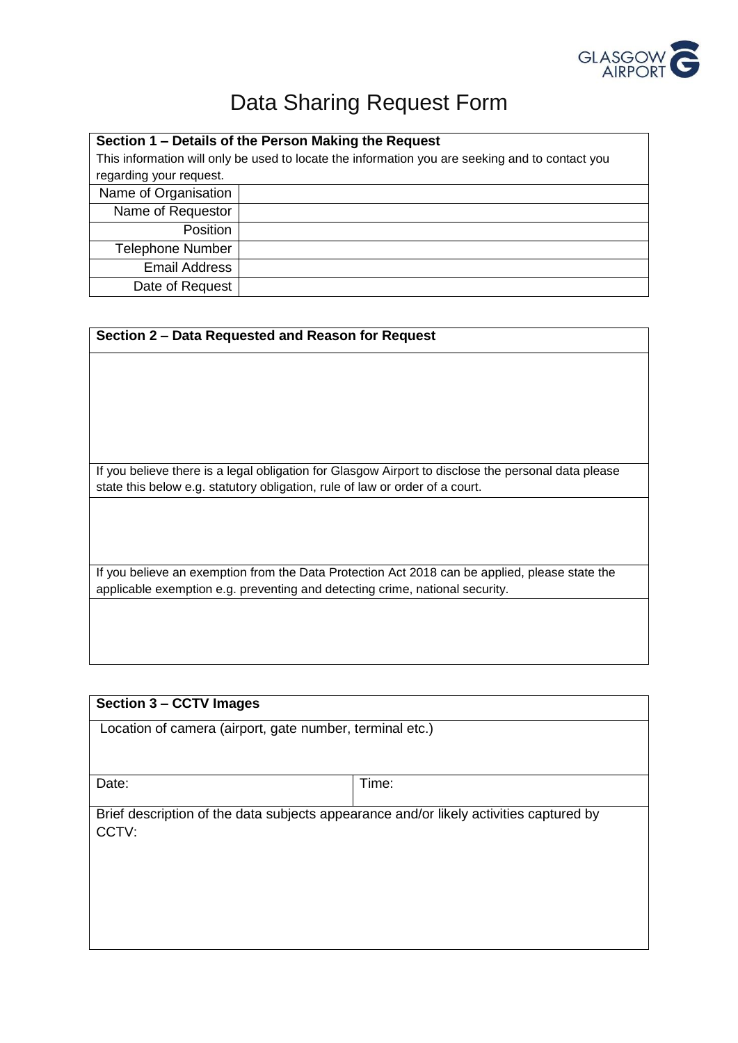GLASGOW AIRPORT

# Data Sharing Request Form

| **Section 1 – Details of the Person Making the Request** | |
|---|---|
| This information will only be used to locate the information you are seeking and to contact you regarding your request. | |
| Name of Organisation | |
| Name of Requestor | |
| Position | |
| Telephone Number | |
| Email Address | |
| Date of Request | |

| **Section 2 – Data Requested and Reason for Request** |
|---|
| |
| If you believe there is a legal obligation for Glasgow Airport to disclose the personal data please state this below e.g. statutory obligation, rule of law or order of a court. |
| |
| If you believe an exemption from the Data Protection Act 2018 can be applied, please state the applicable exemption e.g. preventing and detecting crime, national security. |
| |

| **Section 3 – CCTV Images** | |
|---|---|
| Location of camera (airport, gate number, terminal etc.) | |
| Date: | Time: |
| Brief description of the data subjects appearance and/or likely activities captured by CCTV: | |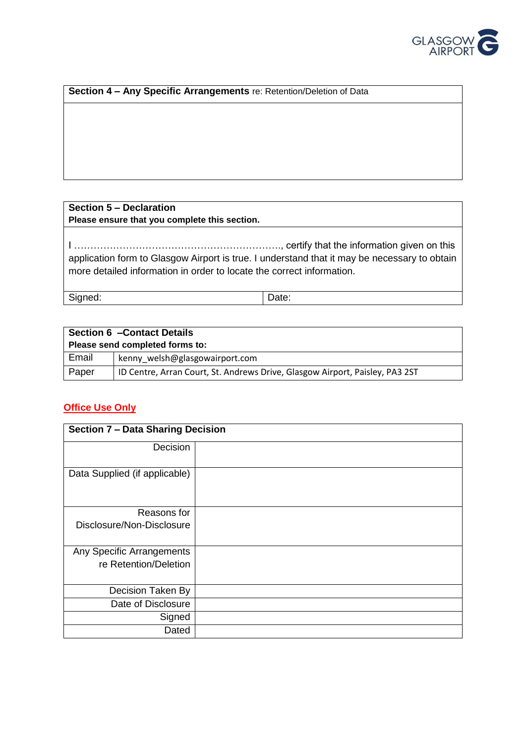| **Section 4 – Any Specific Arrangements** re: Retention/Deletion of Data |
|---|
| |

| **Section 5 – Declaration**<br>**Please ensure that you complete this section.** | |
|---|---|
| I ………………………………………………………., certify that the information given on this application form to Glasgow Airport is true. I understand that it may be necessary to obtain more detailed information in order to locate the correct information. | |
| Signed: | Date: |

| **Section 6 –Contact Details**<br>**Please send completed forms to:** | |
|---|---|
| Email | kenny_welsh@glasgowairport.com |
| Paper | ID Centre, Arran Court, St. Andrews Drive, Glasgow Airport, Paisley, PA3 2ST |

**Office Use Only**

| **Section 7 – Data Sharing Decision** | |
|---|---|
| Decision | |
| Data Supplied (if applicable) | |
| Reasons for Disclosure/Non-Disclosure | |
| Any Specific Arrangements re Retention/Deletion | |
| Decision Taken By | |
| Date of Disclosure | |
| Signed | |
| Dated | |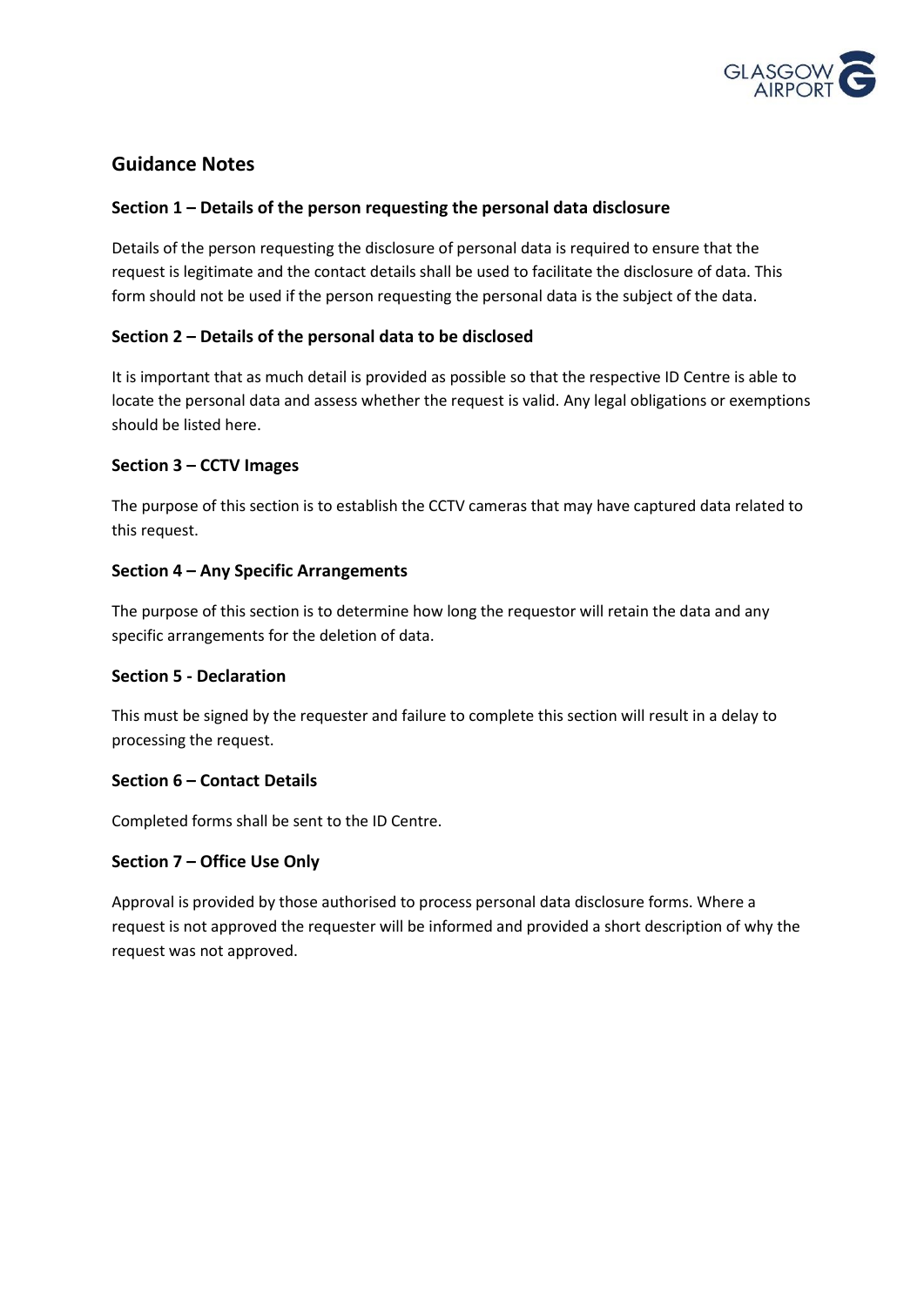## Guidance Notes

### Section 1 – Details of the person requesting the personal data disclosure

Details of the person requesting the disclosure of personal data is required to ensure that the request is legitimate and the contact details shall be used to facilitate the disclosure of data. This form should not be used if the person requesting the personal data is the subject of the data.

### Section 2 – Details of the personal data to be disclosed

It is important that as much detail is provided as possible so that the respective ID Centre is able to locate the personal data and assess whether the request is valid. Any legal obligations or exemptions should be listed here.

### Section 3 – CCTV Images

The purpose of this section is to establish the CCTV cameras that may have captured data related to this request.

### Section 4 – Any Specific Arrangements

The purpose of this section is to determine how long the requestor will retain the data and any specific arrangements for the deletion of data.

### Section 5 - Declaration

This must be signed by the requester and failure to complete this section will result in a delay to processing the request.

### Section 6 – Contact Details

Completed forms shall be sent to the ID Centre.

### Section 7 – Office Use Only

Approval is provided by those authorised to process personal data disclosure forms. Where a request is not approved the requester will be informed and provided a short description of why the request was not approved.